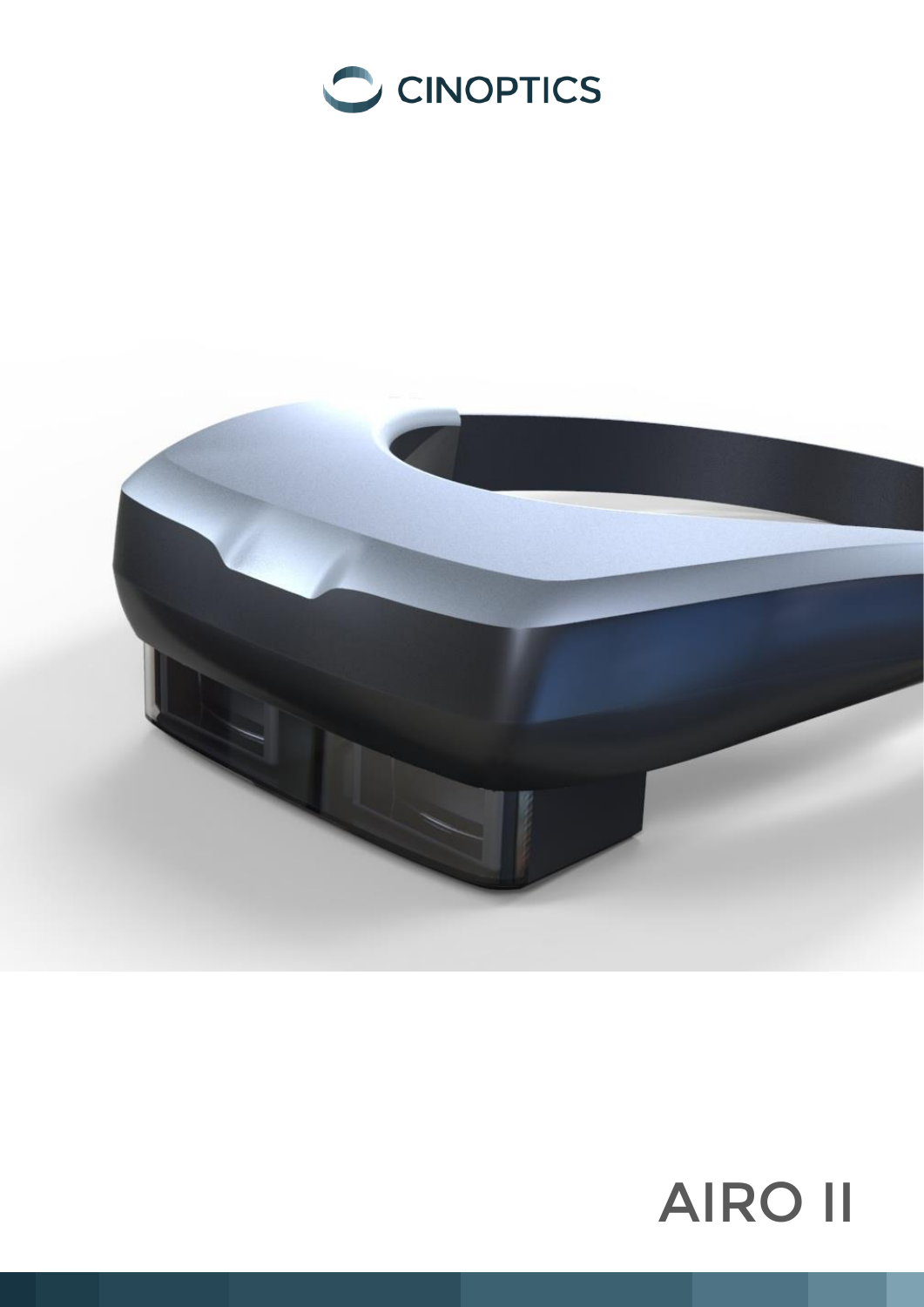CINOPTICS

# AIRO II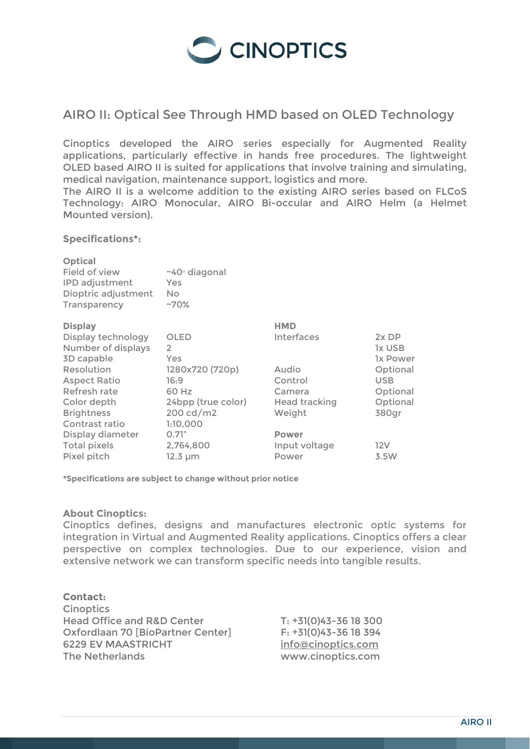CINOPTICS

## AIRO II: Optical See Through HMD based on OLED Technology

Cinoptics developed the AIRO series especially for Augmented Reality applications, particularly effective in hands free procedures. The lightweight OLED based AIRO II is suited for applications that involve training and simulating, medical navigation, maintenance support, logistics and more.
The AIRO II is a welcome addition to the existing AIRO series based on FLCoS Technology: AIRO Monocular, AIRO Bi-occular and AIRO Helm (a Helmet Mounted version).

**Specifications*:**

**Optical**

| | |
|---|---|
| Field of view | ~40° diagonal |
| IPD adjustment | Yes |
| Dioptric adjustment | No |
| Transparency | ~70% |

**Display**

| | |
|---|---|
| Display technology | OLED |
| Number of displays | 2 |
| 3D capable | Yes |
| Resolution | 1280x720 (720p) |
| Aspect Ratio | 16:9 |
| Refresh rate | 60 Hz |
| Color depth | 24bpp (true color) |
| Brightness | 200 cd/m2 |
| Contrast ratio | 1:10,000 |
| Display diameter | 0.71" |
| Total pixels | 2,764,800 |
| Pixel pitch | 12.3 µm |

**HMD**

| | |
|---|---|
| Interfaces | 2x DP<br>1x USB<br>1x Power |
| Audio | Optional |
| Control | USB |
| Camera | Optional |
| Head tracking | Optional |
| Weight | 380gr |

**Power**

| | |
|---|---|
| Input voltage | 12V |
| Power | 3.5W |

***Specifications are subject to change without prior notice**

**About Cinoptics:**
Cinoptics defines, designs and manufactures electronic optic systems for integration in Virtual and Augmented Reality applications. Cinoptics offers a clear perspective on complex technologies. Due to our experience, vision and extensive network we can transform specific needs into tangible results.

**Contact:**
Cinoptics
Head Office and R&D Center
Oxfordlaan 70 [BioPartner Center]
6229 EV MAASTRICHT
The Netherlands

T: +31(0)43-36 18 300
F: +31(0)43-36 18 394
info@cinoptics.com
www.cinoptics.com